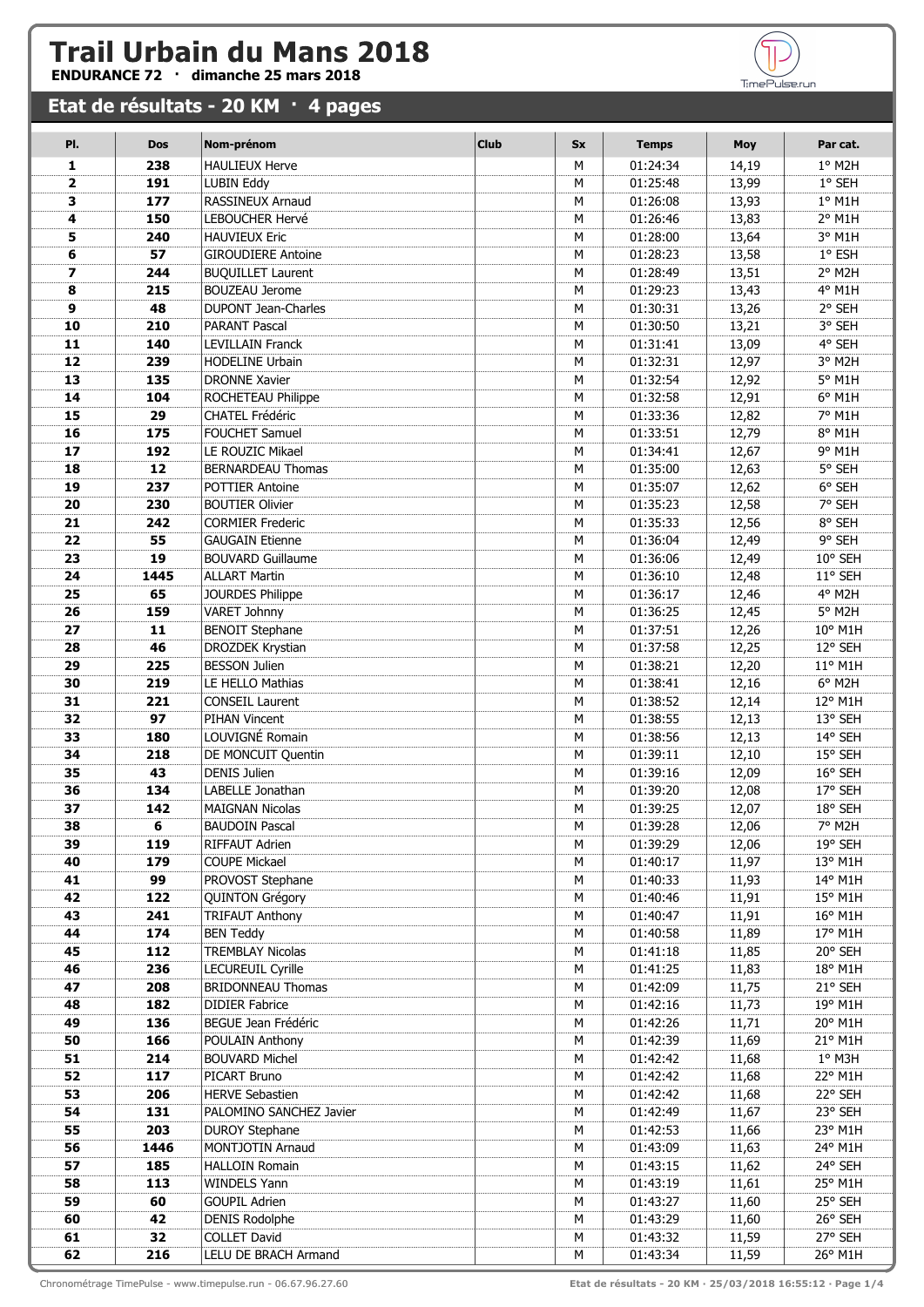# Trail Urbain du Mans 2018

**ENDURANCE 72 · dimanche 25 mars 2018**

## Etat de résultats - 20 KM · 4 pages

| Pl. | Dos | Nom-prénom | Club | Sx | Temps | Moy | Par cat. |
|---|---|---|---|---|---|---|---|
| 1 | 238 | HAULIEUX Herve | | M | 01:24:34 | 14,19 | 1° M2H |
| 2 | 191 | LUBIN Eddy | | M | 01:25:48 | 13,99 | 1° SEH |
| 3 | 177 | RASSINEUX Arnaud | | M | 01:26:08 | 13,93 | 1° M1H |
| 4 | 150 | LEBOUCHER Hervé | | M | 01:26:46 | 13,83 | 2° M1H |
| 5 | 240 | HAUVIEUX Eric | | M | 01:28:00 | 13,64 | 3° M1H |
| 6 | 57 | GIROUDIERE Antoine | | M | 01:28:23 | 13,58 | 1° ESH |
| 7 | 244 | BUQUILLET Laurent | | M | 01:28:49 | 13,51 | 2° M2H |
| 8 | 215 | BOUZEAU Jerome | | M | 01:29:23 | 13,43 | 4° M1H |
| 9 | 48 | DUPONT Jean-Charles | | M | 01:30:31 | 13,26 | 2° SEH |
| 10 | 210 | PARANT Pascal | | M | 01:30:50 | 13,21 | 3° SEH |
| 11 | 140 | LEVILLAIN Franck | | M | 01:31:41 | 13,09 | 4° SEH |
| 12 | 239 | HODELINE Urbain | | M | 01:32:31 | 12,97 | 3° M2H |
| 13 | 135 | DRONNE Xavier | | M | 01:32:54 | 12,92 | 5° M1H |
| 14 | 104 | ROCHETEAU Philippe | | M | 01:32:58 | 12,91 | 6° M1H |
| 15 | 29 | CHATEL Frédéric | | M | 01:33:36 | 12,82 | 7° M1H |
| 16 | 175 | FOUCHET Samuel | | M | 01:33:51 | 12,79 | 8° M1H |
| 17 | 192 | LE ROUZIC Mikael | | M | 01:34:41 | 12,67 | 9° M1H |
| 18 | 12 | BERNARDEAU Thomas | | M | 01:35:00 | 12,63 | 5° SEH |
| 19 | 237 | POTTIER Antoine | | M | 01:35:07 | 12,62 | 6° SEH |
| 20 | 230 | BOUTIER Olivier | | M | 01:35:23 | 12,58 | 7° SEH |
| 21 | 242 | CORMIER Frederic | | M | 01:35:33 | 12,56 | 8° SEH |
| 22 | 55 | GAUGAIN Etienne | | M | 01:36:04 | 12,49 | 9° SEH |
| 23 | 19 | BOUVARD Guillaume | | M | 01:36:06 | 12,49 | 10° SEH |
| 24 | 1445 | ALLART Martin | | M | 01:36:10 | 12,48 | 11° SEH |
| 25 | 65 | JOURDES Philippe | | M | 01:36:17 | 12,46 | 4° M2H |
| 26 | 159 | VARET Johnny | | M | 01:36:25 | 12,45 | 5° M2H |
| 27 | 11 | BENOIT Stephane | | M | 01:37:51 | 12,26 | 10° M1H |
| 28 | 46 | DROZDEK Krystian | | M | 01:37:58 | 12,25 | 12° SEH |
| 29 | 225 | BESSON Julien | | M | 01:38:21 | 12,20 | 11° M1H |
| 30 | 219 | LE HELLO Mathias | | M | 01:38:41 | 12,16 | 6° M2H |
| 31 | 221 | CONSEIL Laurent | | M | 01:38:52 | 12,14 | 12° M1H |
| 32 | 97 | PIHAN Vincent | | M | 01:38:55 | 12,13 | 13° SEH |
| 33 | 180 | LOUVIGNÉ Romain | | M | 01:38:56 | 12,13 | 14° SEH |
| 34 | 218 | DE MONCUIT Quentin | | M | 01:39:11 | 12,10 | 15° SEH |
| 35 | 43 | DENIS Julien | | M | 01:39:16 | 12,09 | 16° SEH |
| 36 | 134 | LABELLE Jonathan | | M | 01:39:20 | 12,08 | 17° SEH |
| 37 | 142 | MAIGNAN Nicolas | | M | 01:39:25 | 12,07 | 18° SEH |
| 38 | 6 | BAUDOIN Pascal | | M | 01:39:28 | 12,06 | 7° M2H |
| 39 | 119 | RIFFAUT Adrien | | M | 01:39:29 | 12,06 | 19° SEH |
| 40 | 179 | COUPE Mickael | | M | 01:40:17 | 11,97 | 13° M1H |
| 41 | 99 | PROVOST Stephane | | M | 01:40:33 | 11,93 | 14° M1H |
| 42 | 122 | QUINTON Grégory | | M | 01:40:46 | 11,91 | 15° M1H |
| 43 | 241 | TRIFAUT Anthony | | M | 01:40:47 | 11,91 | 16° M1H |
| 44 | 174 | BEN Teddy | | M | 01:40:58 | 11,89 | 17° M1H |
| 45 | 112 | TREMBLAY Nicolas | | M | 01:41:18 | 11,85 | 20° SEH |
| 46 | 236 | LECUREUIL Cyrille | | M | 01:41:25 | 11,83 | 18° M1H |
| 47 | 208 | BRIDONNEAU Thomas | | M | 01:42:09 | 11,75 | 21° SEH |
| 48 | 182 | DIDIER Fabrice | | M | 01:42:16 | 11,73 | 19° M1H |
| 49 | 136 | BEGUE Jean Frédéric | | M | 01:42:26 | 11,71 | 20° M1H |
| 50 | 166 | POULAIN Anthony | | M | 01:42:39 | 11,69 | 21° M1H |
| 51 | 214 | BOUVARD Michel | | M | 01:42:42 | 11,68 | 1° M3H |
| 52 | 117 | PICART Bruno | | M | 01:42:42 | 11,68 | 22° M1H |
| 53 | 206 | HERVE Sebastien | | M | 01:42:42 | 11,68 | 22° SEH |
| 54 | 131 | PALOMINO SANCHEZ Javier | | M | 01:42:49 | 11,67 | 23° SEH |
| 55 | 203 | DUROY Stephane | | M | 01:42:53 | 11,66 | 23° M1H |
| 56 | 1446 | MONTJOTIN Arnaud | | M | 01:43:09 | 11,63 | 24° M1H |
| 57 | 185 | HALLOIN Romain | | M | 01:43:15 | 11,62 | 24° SEH |
| 58 | 113 | WINDELS Yann | | M | 01:43:19 | 11,61 | 25° M1H |
| 59 | 60 | GOUPIL Adrien | | M | 01:43:27 | 11,60 | 25° SEH |
| 60 | 42 | DENIS Rodolphe | | M | 01:43:29 | 11,60 | 26° SEH |
| 61 | 32 | COLLET David | | M | 01:43:32 | 11,59 | 27° SEH |
| 62 | 216 | LELU DE BRACH Armand | | M | 01:43:34 | 11,59 | 26° M1H |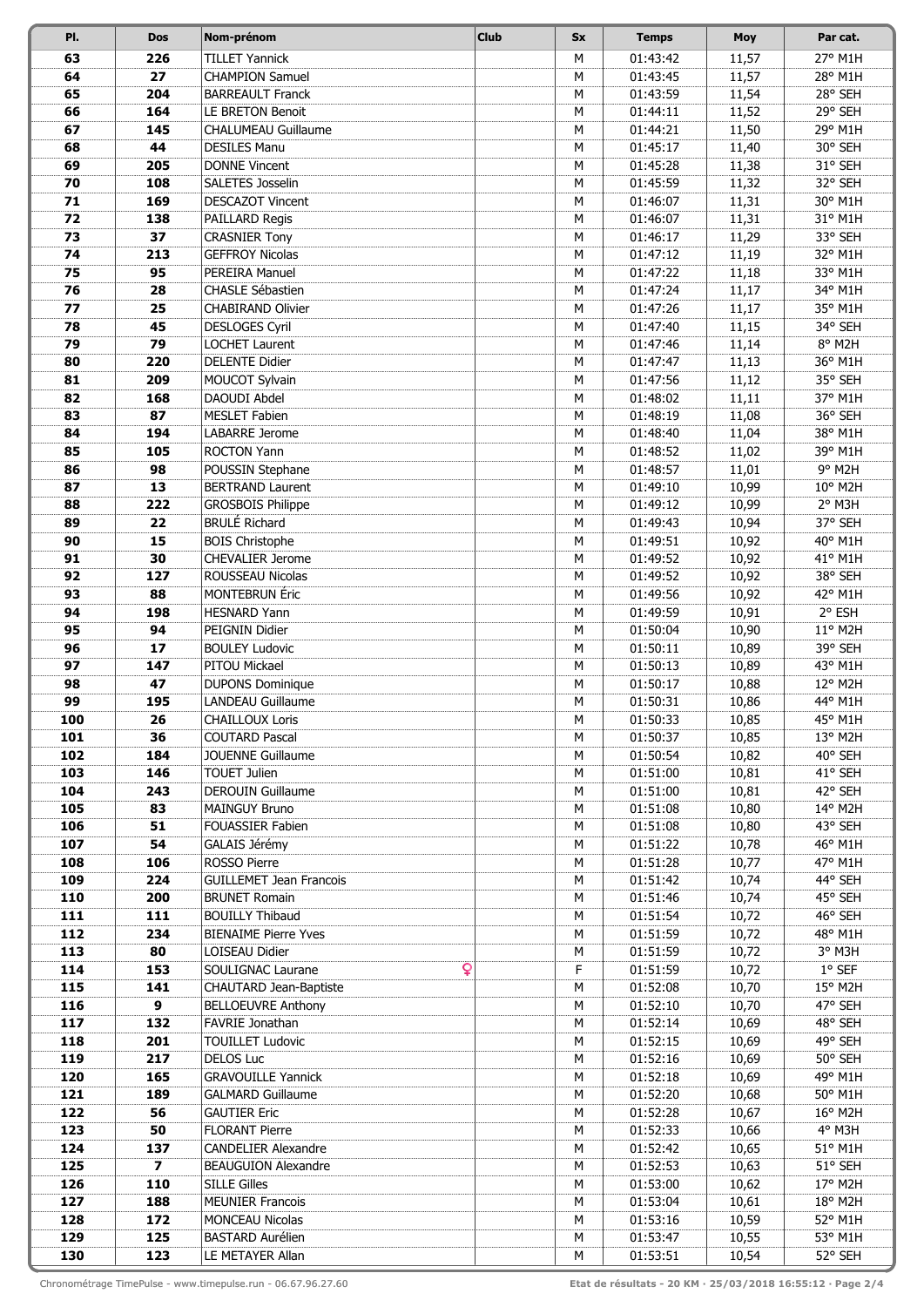| Pl. | Dos | Nom-prénom | Club | Sx | Temps | Moy | Par cat. |
|---|---|---|---|---|---|---|---|
| 63 | 226 | TILLET Yannick | | M | 01:43:42 | 11,57 | 27° M1H |
| 64 | 27 | CHAMPION Samuel | | M | 01:43:45 | 11,57 | 28° M1H |
| 65 | 204 | BARREAULT Franck | | M | 01:43:59 | 11,54 | 28° SEH |
| 66 | 164 | LE BRETON Benoit | | M | 01:44:11 | 11,52 | 29° SEH |
| 67 | 145 | CHALUMEAU Guillaume | | M | 01:44:21 | 11,50 | 29° M1H |
| 68 | 44 | DESILES Manu | | M | 01:45:17 | 11,40 | 30° SEH |
| 69 | 205 | DONNE Vincent | | M | 01:45:28 | 11,38 | 31° SEH |
| 70 | 108 | SALETES Josselin | | M | 01:45:59 | 11,32 | 32° SEH |
| 71 | 169 | DESCAZOT Vincent | | M | 01:46:07 | 11,31 | 30° M1H |
| 72 | 138 | PAILLARD Regis | | M | 01:46:07 | 11,31 | 31° M1H |
| 73 | 37 | CRASNIER Tony | | M | 01:46:17 | 11,29 | 33° SEH |
| 74 | 213 | GEFFROY Nicolas | | M | 01:47:12 | 11,19 | 32° M1H |
| 75 | 95 | PEREIRA Manuel | | M | 01:47:22 | 11,18 | 33° M1H |
| 76 | 28 | CHASLE Sébastien | | M | 01:47:24 | 11,17 | 34° M1H |
| 77 | 25 | CHABIRAND Olivier | | M | 01:47:26 | 11,17 | 35° M1H |
| 78 | 45 | DESLOGES Cyril | | M | 01:47:40 | 11,15 | 34° SEH |
| 79 | 79 | LOCHET Laurent | | M | 01:47:46 | 11,14 | 8° M2H |
| 80 | 220 | DELENTE Didier | | M | 01:47:47 | 11,13 | 36° M1H |
| 81 | 209 | MOUCOT Sylvain | | M | 01:47:56 | 11,12 | 35° SEH |
| 82 | 168 | DAOUDI Abdel | | M | 01:48:02 | 11,11 | 37° M1H |
| 83 | 87 | MESLET Fabien | | M | 01:48:19 | 11,08 | 36° SEH |
| 84 | 194 | LABARRE Jerome | | M | 01:48:40 | 11,04 | 38° M1H |
| 85 | 105 | ROCTON Yann | | M | 01:48:52 | 11,02 | 39° M1H |
| 86 | 98 | POUSSIN Stephane | | M | 01:48:57 | 11,01 | 9° M2H |
| 87 | 13 | BERTRAND Laurent | | M | 01:49:10 | 10,99 | 10° M2H |
| 88 | 222 | GROSBOIS Philippe | | M | 01:49:12 | 10,99 | 2° M3H |
| 89 | 22 | BRULÉ Richard | | M | 01:49:43 | 10,94 | 37° SEH |
| 90 | 15 | BOIS Christophe | | M | 01:49:51 | 10,92 | 40° M1H |
| 91 | 30 | CHEVALIER Jerome | | M | 01:49:52 | 10,92 | 41° M1H |
| 92 | 127 | ROUSSEAU Nicolas | | M | 01:49:52 | 10,92 | 38° SEH |
| 93 | 88 | MONTEBRUN Éric | | M | 01:49:56 | 10,92 | 42° M1H |
| 94 | 198 | HESNARD Yann | | M | 01:49:59 | 10,91 | 2° ESH |
| 95 | 94 | PEIGNIN Didier | | M | 01:50:04 | 10,90 | 11° M2H |
| 96 | 17 | BOULEY Ludovic | | M | 01:50:11 | 10,89 | 39° SEH |
| 97 | 147 | PITOU Mickael | | M | 01:50:13 | 10,89 | 43° M1H |
| 98 | 47 | DUPONS Dominique | | M | 01:50:17 | 10,88 | 12° M2H |
| 99 | 195 | LANDEAU Guillaume | | M | 01:50:31 | 10,86 | 44° M1H |
| 100 | 26 | CHAILLOUX Loris | | M | 01:50:33 | 10,85 | 45° M1H |
| 101 | 36 | COUTARD Pascal | | M | 01:50:37 | 10,85 | 13° M2H |
| 102 | 184 | JOUENNE Guillaume | | M | 01:50:54 | 10,82 | 40° SEH |
| 103 | 146 | TOUET Julien | | M | 01:51:00 | 10,81 | 41° SEH |
| 104 | 243 | DEROUIN Guillaume | | M | 01:51:00 | 10,81 | 42° SEH |
| 105 | 83 | MAINGUY Bruno | | M | 01:51:08 | 10,80 | 14° M2H |
| 106 | 51 | FOUASSIER Fabien | | M | 01:51:08 | 10,80 | 43° SEH |
| 107 | 54 | GALAIS Jérémy | | M | 01:51:22 | 10,78 | 46° M1H |
| 108 | 106 | ROSSO Pierre | | M | 01:51:28 | 10,77 | 47° M1H |
| 109 | 224 | GUILLEMET Jean Francois | | M | 01:51:42 | 10,74 | 44° SEH |
| 110 | 200 | BRUNET Romain | | M | 01:51:46 | 10,74 | 45° SEH |
| 111 | 111 | BOUILLY Thibaud | | M | 01:51:54 | 10,72 | 46° SEH |
| 112 | 234 | BIENAIME Pierre Yves | | M | 01:51:59 | 10,72 | 48° M1H |
| 113 | 80 | LOISEAU Didier | | M | 01:51:59 | 10,72 | 3° M3H |
| 114 | 153 | SOULIGNAC Laurane ♀ | | F | 01:51:59 | 10,72 | 1° SEF |
| 115 | 141 | CHAUTARD Jean-Baptiste | | M | 01:52:08 | 10,70 | 15° M2H |
| 116 | 9 | BELLOEUVRE Anthony | | M | 01:52:10 | 10,70 | 47° SEH |
| 117 | 132 | FAVRIE Jonathan | | M | 01:52:14 | 10,69 | 48° SEH |
| 118 | 201 | TOUILLET Ludovic | | M | 01:52:15 | 10,69 | 49° SEH |
| 119 | 217 | DELOS Luc | | M | 01:52:16 | 10,69 | 50° SEH |
| 120 | 165 | GRAVOUILLE Yannick | | M | 01:52:18 | 10,69 | 49° M1H |
| 121 | 189 | GALMARD Guillaume | | M | 01:52:20 | 10,68 | 50° M1H |
| 122 | 56 | GAUTIER Eric | | M | 01:52:28 | 10,67 | 16° M2H |
| 123 | 50 | FLORANT Pierre | | M | 01:52:33 | 10,66 | 4° M3H |
| 124 | 137 | CANDELIER Alexandre | | M | 01:52:42 | 10,65 | 51° M1H |
| 125 | 7 | BEAUGUION Alexandre | | M | 01:52:53 | 10,63 | 51° SEH |
| 126 | 110 | SILLE Gilles | | M | 01:53:00 | 10,62 | 17° M2H |
| 127 | 188 | MEUNIER Francois | | M | 01:53:04 | 10,61 | 18° M2H |
| 128 | 172 | MONCEAU Nicolas | | M | 01:53:16 | 10,59 | 52° M1H |
| 129 | 125 | BASTARD Aurélien | | M | 01:53:47 | 10,55 | 53° M1H |
| 130 | 123 | LE METAYER Allan | | M | 01:53:51 | 10,54 | 52° SEH |

Chronométrage TimePulse - www.timepulse.run - 06.67.96.27.60 Etat de résultats - 20 KM - 25/03/2018 16:55:12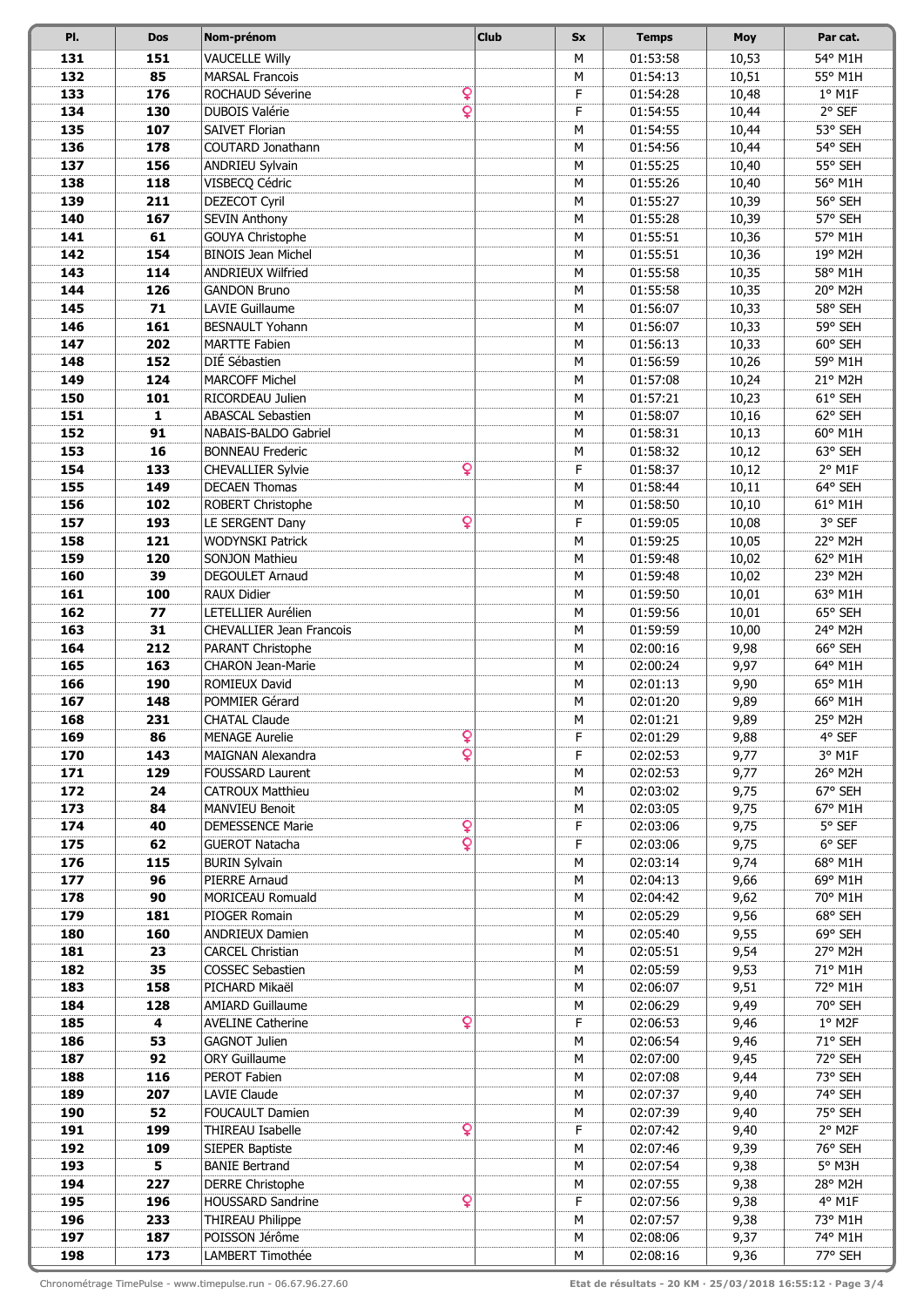| Pl. | Dos | Nom-prénom | Club | Sx | Temps | Moy | Par cat. |
|---|---|---|---|---|---|---|---|
| 131 | 151 | VAUCELLE Willy | | M | 01:53:58 | 10,53 | 54° M1H |
| 132 | 85 | MARSAL Francois | | M | 01:54:13 | 10,51 | 55° M1H |
| 133 | 176 | ROCHAUD Séverine ♀ | | F | 01:54:28 | 10,48 | 1° M1F |
| 134 | 130 | DUBOIS Valérie ♀ | | F | 01:54:55 | 10,44 | 2° SEF |
| 135 | 107 | SAIVET Florian | | M | 01:54:55 | 10,44 | 53° SEH |
| 136 | 178 | COUTARD Jonathann | | M | 01:54:56 | 10,44 | 54° SEH |
| 137 | 156 | ANDRIEU Sylvain | | M | 01:55:25 | 10,40 | 55° SEH |
| 138 | 118 | VISBECQ Cédric | | M | 01:55:26 | 10,40 | 56° M1H |
| 139 | 211 | DEZECOT Cyril | | M | 01:55:27 | 10,39 | 56° SEH |
| 140 | 167 | SEVIN Anthony | | M | 01:55:28 | 10,39 | 57° SEH |
| 141 | 61 | GOUYA Christophe | | M | 01:55:51 | 10,36 | 57° M1H |
| 142 | 154 | BINOIS Jean Michel | | M | 01:55:51 | 10,36 | 19° M2H |
| 143 | 114 | ANDRIEUX Wilfried | | M | 01:55:58 | 10,35 | 58° M1H |
| 144 | 126 | GANDON Bruno | | M | 01:55:58 | 10,35 | 20° M2H |
| 145 | 71 | LAVIE Guillaume | | M | 01:56:07 | 10,33 | 58° SEH |
| 146 | 161 | BESNAULT Yohann | | M | 01:56:07 | 10,33 | 59° SEH |
| 147 | 202 | MARTTE Fabien | | M | 01:56:13 | 10,33 | 60° SEH |
| 148 | 152 | DIÉ Sébastien | | M | 01:56:59 | 10,26 | 59° M1H |
| 149 | 124 | MARCOFF Michel | | M | 01:57:08 | 10,24 | 21° M2H |
| 150 | 101 | RICORDEAU Julien | | M | 01:57:21 | 10,23 | 61° SEH |
| 151 | 1 | ABASCAL Sebastien | | M | 01:58:07 | 10,16 | 62° SEH |
| 152 | 91 | NABAIS-BALDO Gabriel | | M | 01:58:31 | 10,13 | 60° M1H |
| 153 | 16 | BONNEAU Frederic | | M | 01:58:32 | 10,12 | 63° SEH |
| 154 | 133 | CHEVALLIER Sylvie ♀ | | F | 01:58:37 | 10,12 | 2° M1F |
| 155 | 149 | DECAEN Thomas | | M | 01:58:44 | 10,11 | 64° SEH |
| 156 | 102 | ROBERT Christophe | | M | 01:58:50 | 10,10 | 61° M1H |
| 157 | 193 | LE SERGENT Dany ♀ | | F | 01:59:05 | 10,08 | 3° SEF |
| 158 | 121 | WODYNSKI Patrick | | M | 01:59:25 | 10,05 | 22° M2H |
| 159 | 120 | SONJON Mathieu | | M | 01:59:48 | 10,02 | 62° M1H |
| 160 | 39 | DEGOULET Arnaud | | M | 01:59:48 | 10,02 | 23° M2H |
| 161 | 100 | RAUX Didier | | M | 01:59:50 | 10,01 | 63° M1H |
| 162 | 77 | LETELLIER Aurélien | | M | 01:59:56 | 10,01 | 65° SEH |
| 163 | 31 | CHEVALLIER Jean Francois | | M | 01:59:59 | 10,00 | 24° M2H |
| 164 | 212 | PARANT Christophe | | M | 02:00:16 | 9,98 | 66° SEH |
| 165 | 163 | CHARON Jean-Marie | | M | 02:00:24 | 9,97 | 64° M1H |
| 166 | 190 | ROMIEUX David | | M | 02:01:13 | 9,90 | 65° M1H |
| 167 | 148 | POMMIER Gérard | | M | 02:01:20 | 9,89 | 66° M1H |
| 168 | 231 | CHATAL Claude | | M | 02:01:21 | 9,89 | 25° M2H |
| 169 | 86 | MENAGE Aurelie ♀ | | F | 02:01:29 | 9,88 | 4° SEF |
| 170 | 143 | MAIGNAN Alexandra ♀ | | F | 02:02:53 | 9,77 | 3° M1F |
| 171 | 129 | FOUSSARD Laurent | | M | 02:02:53 | 9,77 | 26° M2H |
| 172 | 24 | CATROUX Matthieu | | M | 02:03:02 | 9,75 | 67° SEH |
| 173 | 84 | MANVIEU Benoit | | M | 02:03:05 | 9,75 | 67° M1H |
| 174 | 40 | DEMESSENCE Marie ♀ | | F | 02:03:06 | 9,75 | 5° SEF |
| 175 | 62 | GUEROT Natacha ♀ | | F | 02:03:06 | 9,75 | 6° SEF |
| 176 | 115 | BURIN Sylvain | | M | 02:03:14 | 9,74 | 68° M1H |
| 177 | 96 | PIERRE Arnaud | | M | 02:04:13 | 9,66 | 69° M1H |
| 178 | 90 | MORICEAU Romuald | | M | 02:04:42 | 9,62 | 70° M1H |
| 179 | 181 | PIOGER Romain | | M | 02:05:29 | 9,56 | 68° SEH |
| 180 | 160 | ANDRIEUX Damien | | M | 02:05:40 | 9,55 | 69° SEH |
| 181 | 23 | CARCEL Christian | | M | 02:05:51 | 9,54 | 27° M2H |
| 182 | 35 | COSSEC Sebastien | | M | 02:05:59 | 9,53 | 71° M1H |
| 183 | 158 | PICHARD Mikaël | | M | 02:06:07 | 9,51 | 72° M1H |
| 184 | 128 | AMIARD Guillaume | | M | 02:06:29 | 9,49 | 70° SEH |
| 185 | 4 | AVELINE Catherine ♀ | | F | 02:06:53 | 9,46 | 1° M2F |
| 186 | 53 | GAGNOT Julien | | M | 02:06:54 | 9,46 | 71° SEH |
| 187 | 92 | ORY Guillaume | | M | 02:07:00 | 9,45 | 72° SEH |
| 188 | 116 | PEROT Fabien | | M | 02:07:08 | 9,44 | 73° SEH |
| 189 | 207 | LAVIE Claude | | M | 02:07:37 | 9,40 | 74° SEH |
| 190 | 52 | FOUCAULT Damien | | M | 02:07:39 | 9,40 | 75° SEH |
| 191 | 199 | THIREAU Isabelle ♀ | | F | 02:07:42 | 9,40 | 2° M2F |
| 192 | 109 | SIEPER Baptiste | | M | 02:07:46 | 9,39 | 76° SEH |
| 193 | 5 | BANIE Bertrand | | M | 02:07:54 | 9,38 | 5° M3H |
| 194 | 227 | DERRE Christophe | | M | 02:07:55 | 9,38 | 28° M2H |
| 195 | 196 | HOUSSARD Sandrine ♀ | | F | 02:07:56 | 9,38 | 4° M1F |
| 196 | 233 | THIREAU Philippe | | M | 02:07:57 | 9,38 | 73° M1H |
| 197 | 187 | POISSON Jérôme | | M | 02:08:06 | 9,37 | 74° M1H |
| 198 | 173 | LAMBERT Timothée | | M | 02:08:16 | 9,36 | 77° SEH |

Chronométrage TimePulse - www.timepulse.run - 06.67.96.27.60 Etat de résultats - 20 KM - 25/03/2018 16:55:12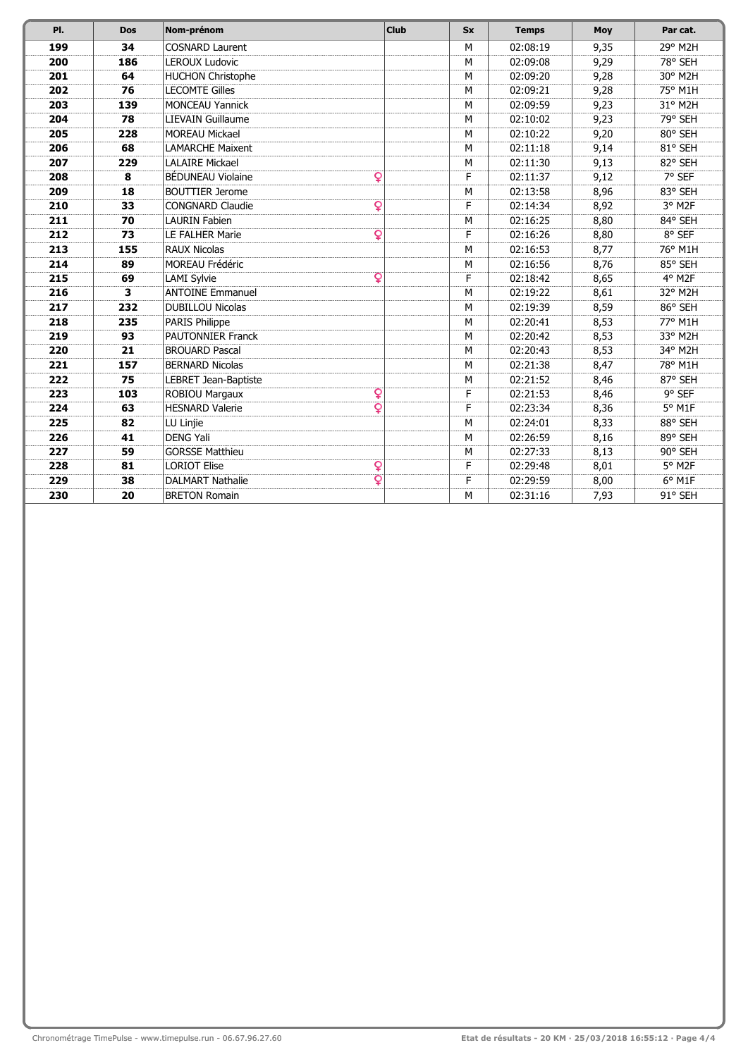| Pl. | Dos | Nom-prénom | Club | Sx | Temps | Moy | Par cat. |
|---|---|---|---|---|---|---|---|
| 199 | 34 | COSNARD Laurent | | M | 02:08:19 | 9,35 | 29° M2H |
| 200 | 186 | LEROUX Ludovic | | M | 02:09:08 | 9,29 | 78° SEH |
| 201 | 64 | HUCHON Christophe | | M | 02:09:20 | 9,28 | 30° M2H |
| 202 | 76 | LECOMTE Gilles | | M | 02:09:21 | 9,28 | 75° M1H |
| 203 | 139 | MONCEAU Yannick | | M | 02:09:59 | 9,23 | 31° M2H |
| 204 | 78 | LIEVAIN Guillaume | | M | 02:10:02 | 9,23 | 79° SEH |
| 205 | 228 | MOREAU Mickael | | M | 02:10:22 | 9,20 | 80° SEH |
| 206 | 68 | LAMARCHE Maixent | | M | 02:11:18 | 9,14 | 81° SEH |
| 207 | 229 | LALAIRE Mickael | | M | 02:11:30 | 9,13 | 82° SEH |
| 208 | 8 | BÉDUNEAU Violaine ♀ | | F | 02:11:37 | 9,12 | 7° SEF |
| 209 | 18 | BOUTTIER Jerome | | M | 02:13:58 | 8,96 | 83° SEH |
| 210 | 33 | CONGNARD Claudie ♀ | | F | 02:14:34 | 8,92 | 3° M2F |
| 211 | 70 | LAURIN Fabien | | M | 02:16:25 | 8,80 | 84° SEH |
| 212 | 73 | LE FALHER Marie ♀ | | F | 02:16:26 | 8,80 | 8° SEF |
| 213 | 155 | RAUX Nicolas | | M | 02:16:53 | 8,77 | 76° M1H |
| 214 | 89 | MOREAU Frédéric | | M | 02:16:56 | 8,76 | 85° SEH |
| 215 | 69 | LAMI Sylvie ♀ | | F | 02:18:42 | 8,65 | 4° M2F |
| 216 | 3 | ANTOINE Emmanuel | | M | 02:19:22 | 8,61 | 32° M2H |
| 217 | 232 | DUBILLOU Nicolas | | M | 02:19:39 | 8,59 | 86° SEH |
| 218 | 235 | PARIS Philippe | | M | 02:20:41 | 8,53 | 77° M1H |
| 219 | 93 | PAUTONNIER Franck | | M | 02:20:42 | 8,53 | 33° M2H |
| 220 | 21 | BROUARD Pascal | | M | 02:20:43 | 8,53 | 34° M2H |
| 221 | 157 | BERNARD Nicolas | | M | 02:21:38 | 8,47 | 78° M1H |
| 222 | 75 | LEBRET Jean-Baptiste | | M | 02:21:52 | 8,46 | 87° SEH |
| 223 | 103 | ROBIOU Margaux ♀ | | F | 02:21:53 | 8,46 | 9° SEF |
| 224 | 63 | HESNARD Valerie ♀ | | F | 02:23:34 | 8,36 | 5° M1F |
| 225 | 82 | LU Linjie | | M | 02:24:01 | 8,33 | 88° SEH |
| 226 | 41 | DENG Yali | | M | 02:26:59 | 8,16 | 89° SEH |
| 227 | 59 | GORSSE Matthieu | | M | 02:27:33 | 8,13 | 90° SEH |
| 228 | 81 | LORIOT Elise ♀ | | F | 02:29:48 | 8,01 | 5° M2F |
| 229 | 38 | DALMART Nathalie ♀ | | F | 02:29:59 | 8,00 | 6° M1F |
| 230 | 20 | BRETON Romain | | M | 02:31:16 | 7,93 | 91° SEH |